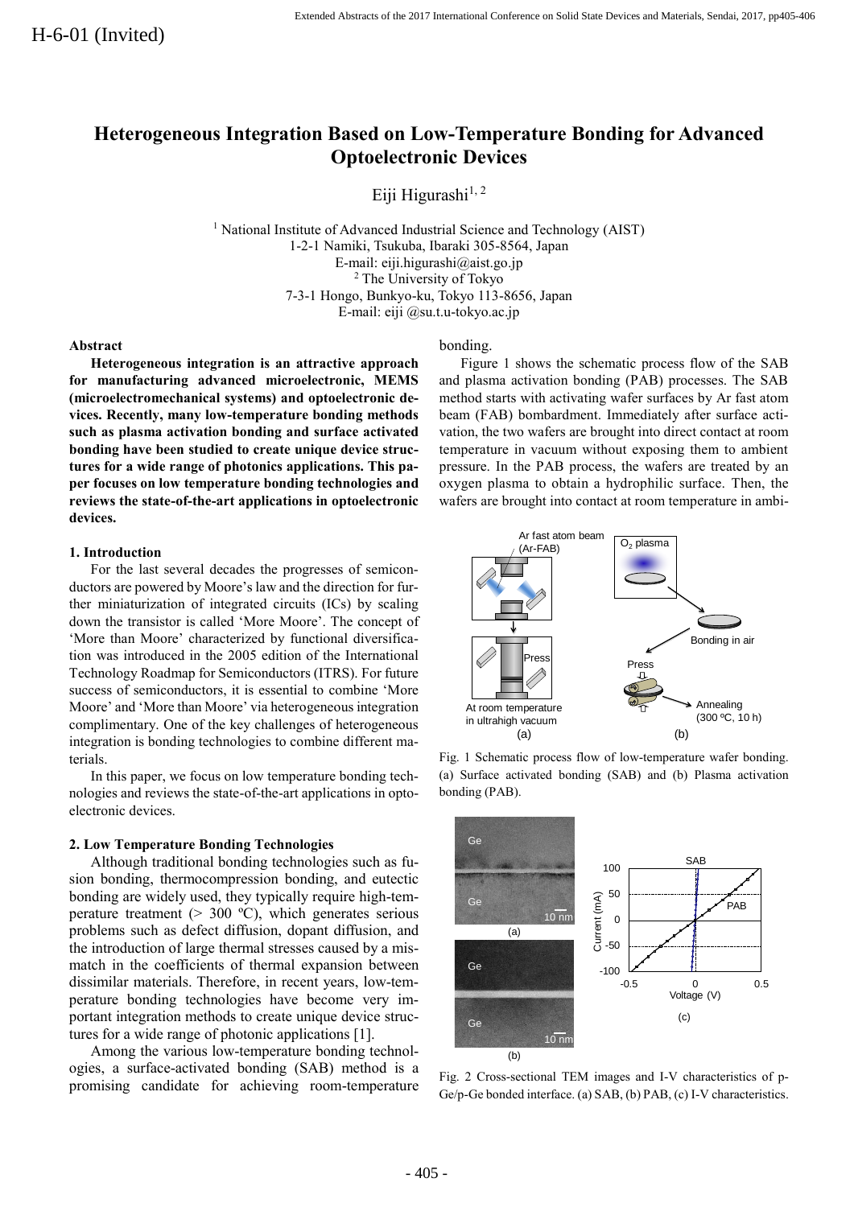H-6-01 (Invited)

# Heterogeneous Integration Based on Low-Temperature Bonding for Advanced Optoelectronic Devices

Eiji Higurashi[1, 2]

[1] National Institute of Advanced Industrial Science and Technology (AIST)
1-2-1 Namiki, Tsukuba, Ibaraki 305-8564, Japan
E-mail: eiji.higurashi@aist.go.jp
[2] The University of Tokyo
7-3-1 Hongo, Bunkyo-ku, Tokyo 113-8656, Japan
E-mail: eiji @su.t.u-tokyo.ac.jp

### Abstract

**Heterogeneous integration is an attractive approach for manufacturing advanced microelectronic, MEMS (microelectromechanical systems) and optoelectronic devices. Recently, many low-temperature bonding methods such as plasma activated bonding and surface activated bonding have been studied to create unique device structures for a wide range of photonics applications. This paper focuses on low temperature bonding technologies and reviews the state-of-the-art applications in optoelectronic devices.**

### 1. Introduction

For the last several decades the progresses of semiconductors are powered by Moore's law and the direction for further miniaturization of integrated circuits (ICs) by scaling down the transistor is called 'More Moore'. The concept of 'More than Moore' characterized by functional diversification was introduced in the 2005 edition of the International Technology Roadmap for Semiconductors (ITRS). For future success of semiconductors, it is essential to combine 'More Moore' and 'More than Moore' via heterogeneous integration complimentary. One of the key challenges of heterogeneous integration is bonding technologies to combine different materials.

In this paper, we focus on low temperature bonding technologies and reviews the state-of-the-art applications in optoelectronic devices.

### 2. Low Temperature Bonding Technologies

Although traditional bonding technologies such as fusion bonding, thermocompression bonding, and eutectic bonding are widely used, they typically require high-temperature treatment (> 300 ºC), which generates serious problems such as defect diffusion, dopant diffusion, and the introduction of large thermal stresses caused by a mismatch in the coefficients of thermal expansion between dissimilar materials. Therefore, in recent years, low-temperature bonding technologies have become very important integration methods to create unique device structures for a wide range of photonic applications [1].

Among the various low-temperature bonding technologies, a surface-activated bonding (SAB) method is a promising candidate for achieving room-temperature bonding.

Figure 1 shows the schematic process flow of the SAB and plasma activation bonding (PAB) processes. The SAB method starts with activating wafer surfaces by Ar fast atom beam (FAB) bombardment. Immediately after surface activation, the two wafers are brought into direct contact at room temperature in vacuum without exposing them to ambient pressure. In the PAB process, the wafers are treated by an oxygen plasma to obtain a hydrophilic surface. Then, the wafers are brought into contact at room temperature in ambi-

Fig. 1 Schematic process flow of low-temperature wafer bonding. (a) Surface activated bonding (SAB) and (b) Plasma activation bonding (PAB).

Fig. 2 Cross-sectional TEM images and I-V characteristics of p-Ge/p-Ge bonded interface. (a) SAB, (b) PAB, (c) I-V characteristics.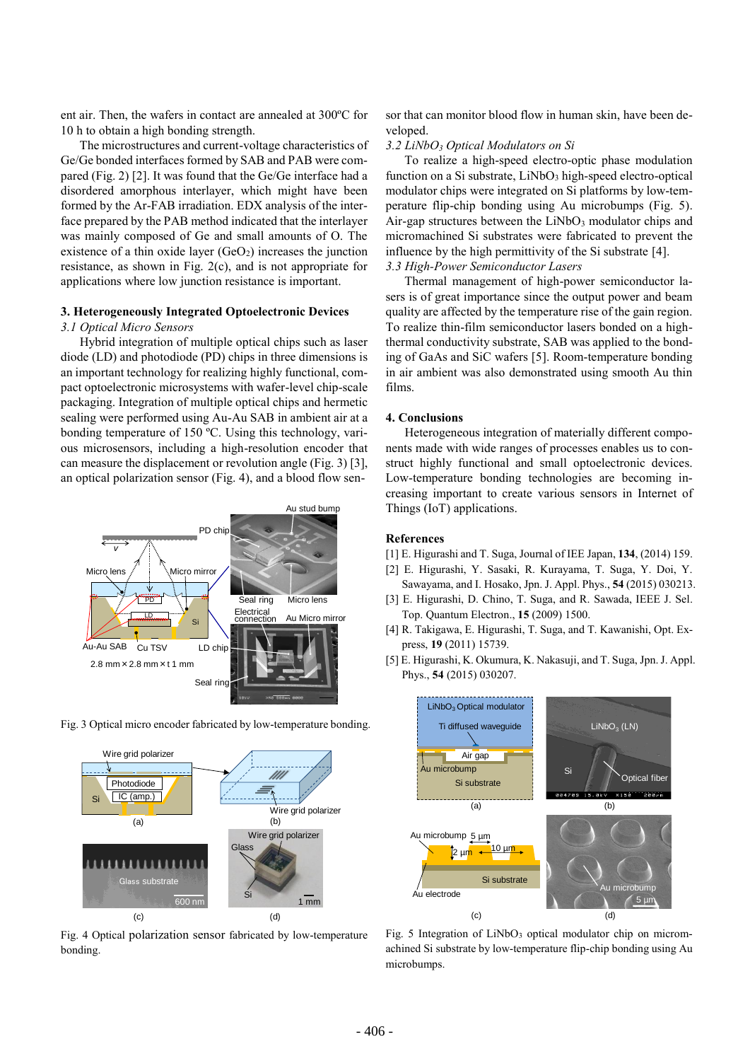ent air. Then, the wafers in contact are annealed at 300ºC for 10 h to obtain a high bonding strength.

The microstructures and current-voltage characteristics of Ge/Ge bonded interfaces formed by SAB and PAB were compared (Fig. 2) [2]. It was found that the Ge/Ge interface had a disordered amorphous interlayer, which might have been formed by the Ar-FAB irradiation. EDX analysis of the interface prepared by the PAB method indicated that the interlayer was mainly composed of Ge and small amounts of O. The existence of a thin oxide layer ($GeO_2$) increases the junction resistance, as shown in Fig. 2(c), and is not appropriate for applications where low junction resistance is important.

## 3. Heterogeneously Integrated Optoelectronic Devices

### *3.1 Optical Micro Sensors*

Hybrid integration of multiple optical chips such as laser diode (LD) and photodiode (PD) chips in three dimensions is an important technology for realizing highly functional, compact optoelectronic microsystems with wafer-level chip-scale packaging. Integration of multiple optical chips and hermetic sealing were performed using Au-Au SAB in ambient air at a bonding temperature of 150 ºC. Using this technology, various microsensors, including a high-resolution encoder that can measure the displacement or revolution angle (Fig. 3) [3], an optical polarization sensor (Fig. 4), and a blood flow sensor that can monitor blood flow in human skin, have been developed.

### *3.2 $LiNbO_3$ Optical Modulators on Si*

To realize a high-speed electro-optic phase modulation function on a Si substrate, $LiNbO_3$ high-speed electro-optical modulator chips were integrated on Si platforms by low-temperature flip-chip bonding using Au microbumps (Fig. 5). Air-gap structures between the $LiNbO_3$ modulator chips and micromachined Si substrates were fabricated to prevent the influence by the high permittivity of the Si substrate [4].

### *3.3 High-Power Semiconductor Lasers*

Thermal management of high-power semiconductor lasers is of great importance since the output power and beam quality are affected by the temperature rise of the gain region. To realize thin-film semiconductor lasers bonded on a high-thermal conductivity substrate, SAB was applied to the bonding of GaAs and SiC wafers [5]. Room-temperature bonding in air ambient was also demonstrated using smooth Au thin films.

## 4. Conclusions

Heterogeneous integration of materially different components made with wide ranges of processes enables us to construct highly functional and small optoelectronic devices. Low-temperature bonding technologies are becoming increasing important to create various sensors in Internet of Things (IoT) applications.

## References

[1] E. Higurashi and T. Suga, Journal of IEE Japan, **134**, (2014) 159.

[2] E. Higurashi, Y. Sasaki, R. Kurayama, T. Suga, Y. Doi, Y. Sawayama, and I. Hosako, Jpn. J. Appl. Phys., **54** (2015) 030213.

[3] E. Higurashi, D. Chino, T. Suga, and R. Sawada, IEEE J. Sel. Top. Quantum Electron., **15** (2009) 1500.

[4] R. Takigawa, E. Higurashi, T. Suga, and T. Kawanishi, Opt. Express, **19** (2011) 15739.

[5] E. Higurashi, K. Okumura, K. Nakasuji, and T. Suga, Jpn. J. Appl. Phys., **54** (2015) 030207.

Au stud bump
PD chip
V
Micro lens
Micro mirror
PD
LD
Si
Au-Au SAB
Cu TSV
LD chip
2.8 mm × 2.8 mm × t 1 mm
Seal ring
Micro lens
Electrical connection
Au Micro mirror
Seal ring

Fig. 3 Optical micro encoder fabricated by low-temperature bonding.

Wire grid polarizer
Photodiode
IC (amp.)
Si
(a)
Wire grid polarizer
(b)
Glass substrate
600 nm
(c)
Wire grid polarizer
Glass
Si
1 mm
(d)

Fig. 4 Optical polarization sensor fabricated by low-temperature bonding.

$LiNbO_3$ Optical modulator
Ti diffused waveguide
Air gap
Au microbump
Si substrate
(a)
$LiNbO_3$ (LN)
Si
Optical fiber
(b)
Au microbump
5 µm
2 µm
10 µm
Si substrate
Au electrode
(c)
Au microbump
5 µm
(d)

Fig. 5 Integration of $LiNbO_3$ optical modulator chip on micromachined Si substrate by low-temperature flip-chip bonding using Au microbumps.